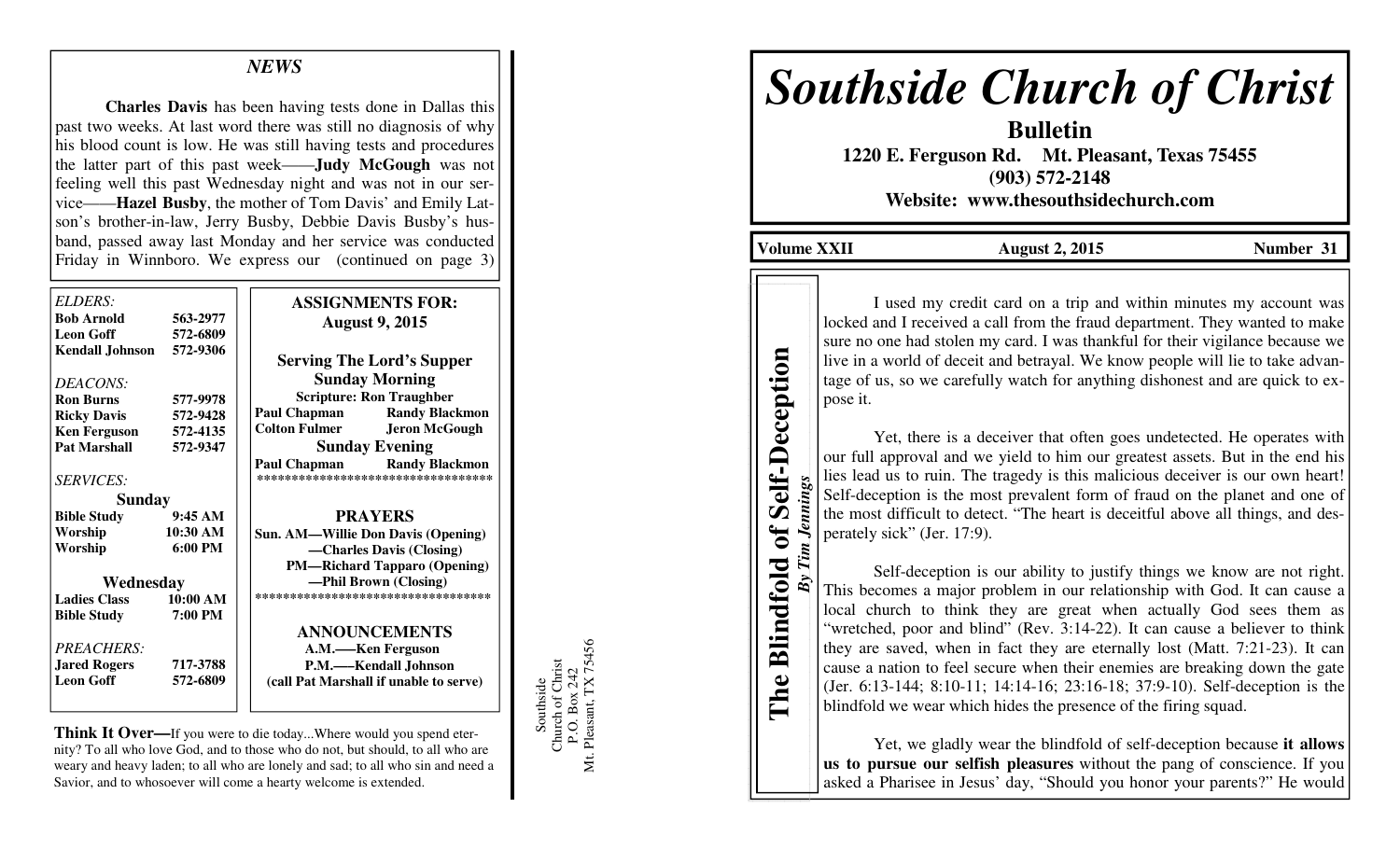## NEWS

**Charles Davis** has been having tests done in Dallas this past two weeks. At last word there was still no diagnosis of why his blood count is low. He was still having tests and procedures the latter part of this past week——**Judy McGough** was not feeling well this past Wednesday night and was not in our service——**Hazel Busby**, the mother of Tom Davis' and Emily Latson's brother-in-law, Jerry Busby, Debbie Davis Busby's husband, passed away last Monday and her service was conducted Friday in Winnboro. We express our (continued on page 3)

*ELDERS:*

| | |
|---|---|
| **Bob Arnold** | **563-2977** |
| **Leon Goff** | **572-6809** |
| **Kendall Johnson** | **572-9306** |

*DEACONS:*

| | |
|---|---|
| **Ron Burns** | **577-9978** |
| **Ricky Davis** | **572-9428** |
| **Ken Ferguson** | **572-4135** |
| **Pat Marshall** | **572-9347** |

*SERVICES:*

**Sunday**

| | |
|---|---|
| **Bible Study** | **9:45 AM** |
| **Worship** | **10:30 AM** |
| **Worship** | **6:00 PM** |

**Wednesday**

| | |
|---|---|
| **Ladies Class** | **10:00 AM** |
| **Bible Study** | **7:00 PM** |

*PREACHERS:*

| | |
|---|---|
| **Jared Rogers** | **717-3788** |
| **Leon Goff** | **572-6809** |

**ASSIGNMENTS FOR: August 9, 2015**

**Serving The Lord's Supper**

**Sunday Morning**

**Scripture: Ron Traughber**

| | |
|---|---|
| **Paul Chapman** | **Randy Blackmon** |
| **Colton Fulmer** | **Jeron McGough** |

**Sunday Evening**

| | |
|---|---|
| **Paul Chapman** | **Randy Blackmon** |

**********************************

**PRAYERS**

**Sun. AM—Willie Don Davis (Opening)**
**—Charles Davis (Closing)**
**PM—Richard Tapparo (Opening)**
**—Phil Brown (Closing)**

**********************************

**ANNOUNCEMENTS**

**A.M.——Ken Ferguson**
**P.M.——Kendall Johnson**
**(call Pat Marshall if unable to serve)**

**Think It Over—**If you were to die today...Where would you spend eternity? To all who love God, and to those who do not, but should, to all who are weary and heavy laden; to all who are lonely and sad; to all who sin and need a Savior, and to whosoever will come a hearty welcome is extended.

Southside
Church of Christ
P.O. Box 242
Mt. Pleasant, TX 75456

# Southside Church of Christ

**Bulletin**

**1220 E. Ferguson Rd. Mt. Pleasant, Texas 75455**
**(903) 572-2148**
**Website: www.thesouthsidechurch.com**

**Volume XXII** | **August 2, 2015** | **Number 31**

## The Blindfold of Self-Deception

***By Tim Jennings***

I used my credit card on a trip and within minutes my account was locked and I received a call from the fraud department. They wanted to make sure no one had stolen my card. I was thankful for their vigilance because we live in a world of deceit and betrayal. We know people will lie to take advantage of us, so we carefully watch for anything dishonest and are quick to expose it.

Yet, there is a deceiver that often goes undetected. He operates with our full approval and we yield to him our greatest assets. But in the end his lies lead us to ruin. The tragedy is this malicious deceiver is our own heart! Self-deception is the most prevalent form of fraud on the planet and one of the most difficult to detect. "The heart is deceitful above all things, and desperately sick" (Jer. 17:9).

Self-deception is our ability to justify things we know are not right. This becomes a major problem in our relationship with God. It can cause a local church to think they are great when actually God sees them as "wretched, poor and blind" (Rev. 3:14-22). It can cause a believer to think they are saved, when in fact they are eternally lost (Matt. 7:21-23). It can cause a nation to feel secure when their enemies are breaking down the gate (Jer. 6:13-144; 8:10-11; 14:14-16; 23:16-18; 37:9-10). Self-deception is the blindfold we wear which hides the presence of the firing squad.

Yet, we gladly wear the blindfold of self-deception because **it allows us to pursue our selfish pleasures** without the pang of conscience. If you asked a Pharisee in Jesus' day, "Should you honor your parents?" He would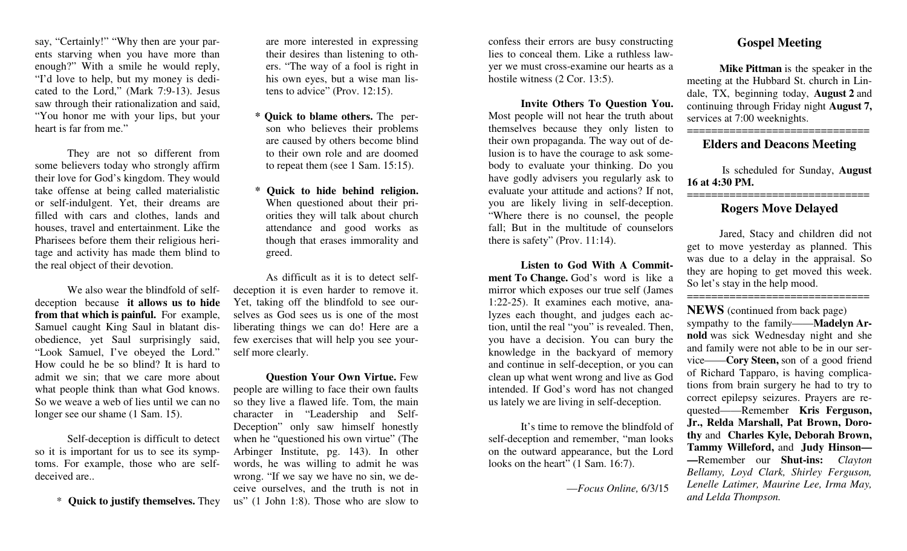say, "Certainly!" "Why then are your parents starving when you have more than enough?" With a smile he would reply, "I'd love to help, but my money is dedicated to the Lord," (Mark 7:9-13). Jesus saw through their rationalization and said, "You honor me with your lips, but your heart is far from me."

They are not so different from some believers today who strongly affirm their love for God's kingdom. They would take offense at being called materialistic or self-indulgent. Yet, their dreams are filled with cars and clothes, lands and houses, travel and entertainment. Like the Pharisees before them their religious heritage and activity has made them blind to the real object of their devotion.

We also wear the blindfold of self-deception because **it allows us to hide from that which is painful.** For example, Samuel caught King Saul in blatant disobedience, yet Saul surprisingly said, "Look Samuel, I've obeyed the Lord." How could he be so blind? It is hard to admit we sin; that we care more about what people think than what God knows. So we weave a web of lies until we can no longer see our shame (1 Sam. 15).

Self-deception is difficult to detect so it is important for us to see its symptoms. For example, those who are self-deceived are..

* **Quick to justify themselves.** They are more interested in expressing their desires than listening to others. "The way of a fool is right in his own eyes, but a wise man listens to advice" (Prov. 12:15).

* **Quick to blame others.** The person who believes their problems are caused by others become blind to their own role and are doomed to repeat them (see 1 Sam. 15:15).

* **Quick to hide behind religion.** When questioned about their priorities they will talk about church attendance and good works as though that erases immorality and greed.

As difficult as it is to detect self-deception it is even harder to remove it. Yet, taking off the blindfold to see ourselves as God sees us is one of the most liberating things we can do! Here are a few exercises that will help you see yourself more clearly.

**Question Your Own Virtue.** Few people are willing to face their own faults so they live a flawed life. Tom, the main character in "Leadership and Self-Deception" only saw himself honestly when he "questioned his own virtue" (The Arbinger Institute, pg. 143). In other words, he was willing to admit he was wrong. "If we say we have no sin, we deceive ourselves, and the truth is not in us" (1 John 1:8). Those who are slow to confess their errors are busy constructing lies to conceal them. Like a ruthless lawyer we must cross-examine our hearts as a hostile witness (2 Cor. 13:5).

**Invite Others To Question You.** Most people will not hear the truth about themselves because they only listen to their own propaganda. The way out of delusion is to have the courage to ask somebody to evaluate your thinking. Do you have godly advisers you regularly ask to evaluate your attitude and actions? If not, you are likely living in self-deception. "Where there is no counsel, the people fall; But in the multitude of counselors there is safety" (Prov. 11:14).

**Listen to God With A Commitment To Change.** God's word is like a mirror which exposes our true self (James 1:22-25). It examines each motive, analyzes each thought, and judges each action, until the real "you" is revealed. Then, you have a decision. You can bury the knowledge in the backyard of memory and continue in self-deception, or you can clean up what went wrong and live as God intended. If God's word has not changed us lately we are living in self-deception.

It's time to remove the blindfold of self-deception and remember, "man looks on the outward appearance, but the Lord looks on the heart" (1 Sam. 16:7).

—*Focus Online,* 6/3/15

## Gospel Meeting

**Mike Pittman** is the speaker in the meeting at the Hubbard St. church in Lindale, TX, beginning today, **August 2** and continuing through Friday night **August 7,** services at 7:00 weeknights.

==============================

## Elders and Deacons Meeting

Is scheduled for Sunday, **August 16 at 4:30 PM.**

==============================

## Rogers Move Delayed

Jared, Stacy and children did not get to move yesterday as planned. This was due to a delay in the appraisal. So they are hoping to get moved this week. So let's stay in the help mood.

==============================

**NEWS** (continued from back page) sympathy to the family——**Madelyn Arnold** was sick Wednesday night and she and family were not able to be in our service——**Cory Steen,** son of a good friend of Richard Tapparo, is having complications from brain surgery he had to try to correct epilepsy seizures. Prayers are requested——Remember **Kris Ferguson, Jr., Relda Marshall, Pat Brown, Dorothy** and **Charles Kyle, Deborah Brown, Tammy Willeford,** and **Judy Hinson——**Remember our **Shut-ins:** *Clayton Bellamy, Loyd Clark, Shirley Ferguson, Lenelle Latimer, Maurine Lee, Irma May, and Lelda Thompson.*